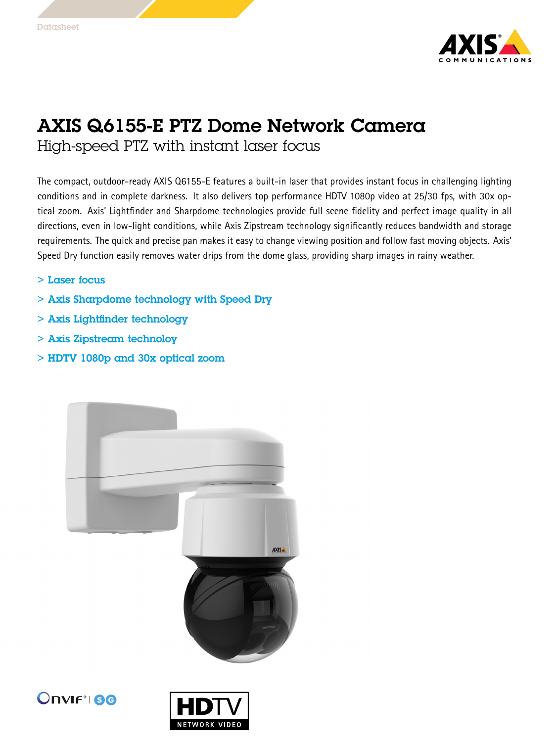Datasheet

# AXIS Q6155-E PTZ Dome Network Camera

## High-speed PTZ with instant laser focus

The compact, outdoor-ready AXIS Q6155-E features a built-in laser that provides instant focus in challenging lighting conditions and in complete darkness. It also delivers top performance HDTV 1080p video at 25/30 fps, with 30x optical zoom. Axis' Lightfinder and Sharpdome technologies provide full scene fidelity and perfect image quality in all directions, even in low-light conditions, while Axis Zipstream technology significantly reduces bandwidth and storage requirements. The quick and precise pan makes it easy to change viewing position and follow fast moving objects. Axis' Speed Dry function easily removes water drips from the dome glass, providing sharp images in rainy weather.

- > Laser focus
- > Axis Sharpdome technology with Speed Dry
- > Axis Lightfinder technology
- > Axis Zipstream technoloy
- > HDTV 1080p and 30x optical zoom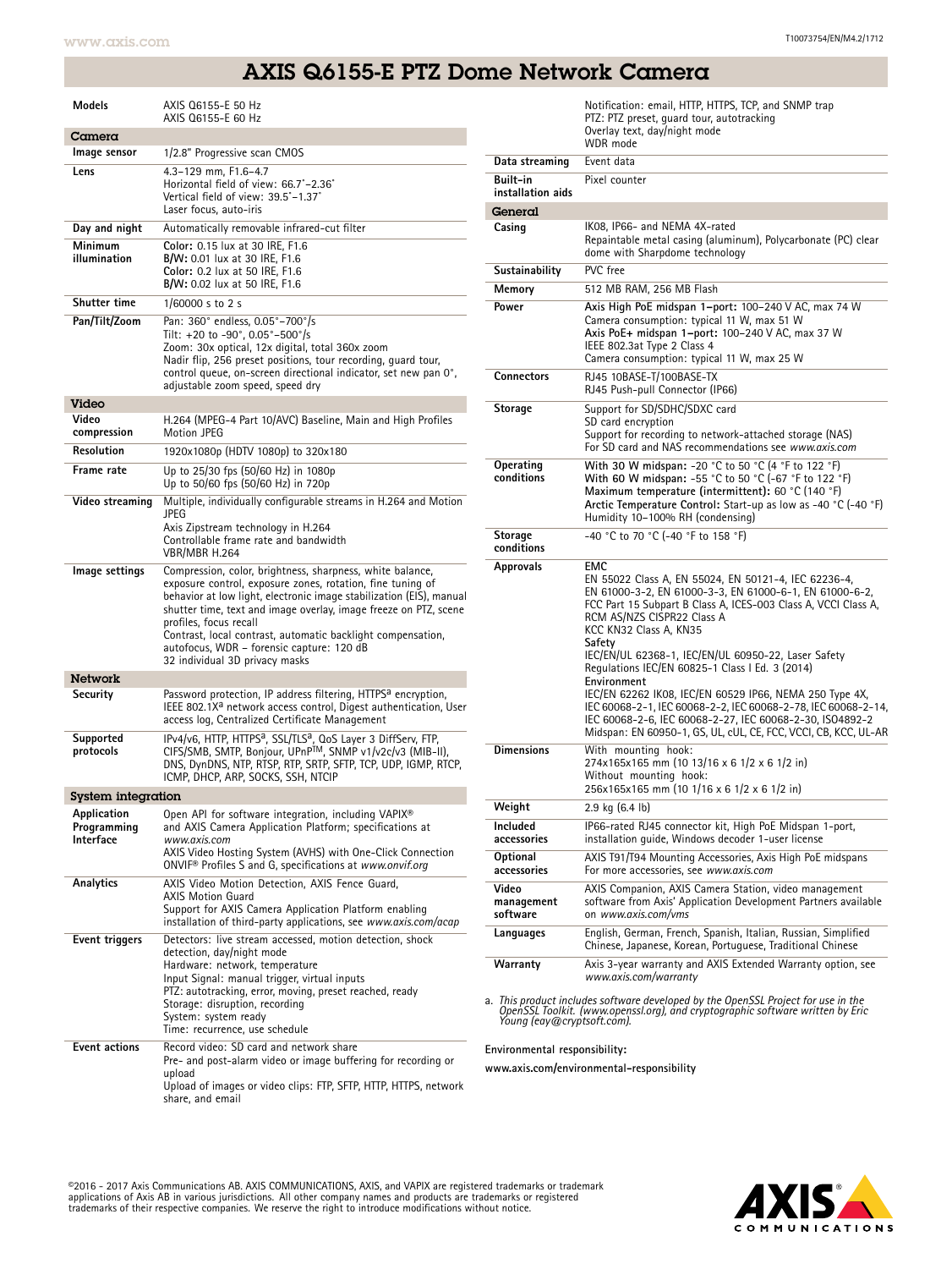# AXIS Q6155-E PTZ Dome Network Camera

| | |
|---|---|
| **Models** | AXIS Q6155-E 50 Hz<br>AXIS Q6155-E 60 Hz |

## Camera

| | |
|---|---|
| **Image sensor** | 1/2.8" Progressive scan CMOS |
| **Lens** | 4.3–129 mm, F1.6–4.7<br>Horizontal field of view: 66.7°–2.36°<br>Vertical field of view: 39.5°–1.37°<br>Laser focus, auto-iris |
| **Day and night** | Automatically removable infrared-cut filter |
| **Minimum illumination** | **Color:** 0.15 lux at 30 IRE, F1.6<br>**B/W:** 0.01 lux at 30 IRE, F1.6<br>**Color:** 0.2 lux at 50 IRE, F1.6<br>**B/W:** 0.02 lux at 50 IRE, F1.6 |
| **Shutter time** | 1/60000 s to 2 s |
| **Pan/Tilt/Zoom** | Pan: 360° endless, 0.05°–700°/s<br>Tilt: +20 to -90°, 0.05°–500°/s<br>Zoom: 30x optical, 12x digital, total 360x zoom<br>Nadir flip, 256 preset positions, tour recording, guard tour, control queue, on-screen directional indicator, set new pan 0°, adjustable zoom speed, speed dry |

## Video

| | |
|---|---|
| **Video compression** | H.264 (MPEG-4 Part 10/AVC) Baseline, Main and High Profiles<br>Motion JPEG |
| **Resolution** | 1920x1080p (HDTV 1080p) to 320x180 |
| **Frame rate** | Up to 25/30 fps (50/60 Hz) in 1080p<br>Up to 50/60 fps (50/60 Hz) in 720p |
| **Video streaming** | Multiple, individually configurable streams in H.264 and Motion JPEG<br>Axis Zipstream technology in H.264<br>Controllable frame rate and bandwidth<br>VBR/MBR H.264 |
| **Image settings** | Compression, color, brightness, sharpness, white balance, exposure control, exposure zones, rotation, fine tuning of behavior at low light, electronic image stabilization (EIS), manual shutter time, text and image overlay, image freeze on PTZ, scene profiles, focus recall<br>Contrast, local contrast, automatic backlight compensation, autofocus, WDR – forensic capture: 120 dB<br>32 individual 3D privacy masks |

## Network

| | |
|---|---|
| **Security** | Password protection, IP address filtering, HTTPS[a] encryption, IEEE 802.1X[a] network access control, Digest authentication, User access log, Centralized Certificate Management |
| **Supported protocols** | IPv4/v6, HTTP, HTTPS[a], SSL/TLS[a], QoS Layer 3 DiffServ, FTP, CIFS/SMB, SMTP, Bonjour, UPnP™, SNMP v1/v2c/v3 (MIB-II), DNS, DynDNS, NTP, RTSP, RTP, SRTP, SFTP, TCP, UDP, IGMP, RTCP, ICMP, DHCP, ARP, SOCKS, SSH, NTCIP |

## System integration

| | |
|---|---|
| **Application Programming Interface** | Open API for software integration, including VAPIX® and AXIS Camera Application Platform; specifications at *www.axis.com*<br>AXIS Video Hosting System (AVHS) with One-Click Connection<br>ONVIF® Profiles S and G, specifications at *www.onvif.org* |
| **Analytics** | AXIS Video Motion Detection, AXIS Fence Guard, AXIS Motion Guard<br>Support for AXIS Camera Application Platform enabling installation of third-party applications, see *www.axis.com/acap* |
| **Event triggers** | Detectors: live stream accessed, motion detection, shock detection, day/night mode<br>Hardware: network, temperature<br>Input Signal: manual trigger, virtual inputs<br>PTZ: autotracking, error, moving, preset reached, ready<br>Storage: disruption, recording<br>System: system ready<br>Time: recurrence, use schedule |
| **Event actions** | Record video: SD card and network share<br>Pre- and post-alarm video or image buffering for recording or upload<br>Upload of images or video clips: FTP, SFTP, HTTP, HTTPS, network share, and email<br>Notification: email, HTTP, HTTPS, TCP, and SNMP trap<br>PTZ: PTZ preset, guard tour, autotracking<br>Overlay text, day/night mode<br>WDR mode |
| **Data streaming** | Event data |
| **Built-in installation aids** | Pixel counter |

## General

| | |
|---|---|
| **Casing** | IK08, IP66- and NEMA 4X-rated<br>Repaintable metal casing (aluminum), Polycarbonate (PC) clear dome with Sharpdome technology |
| **Sustainability** | PVC free |
| **Memory** | 512 MB RAM, 256 MB Flash |
| **Power** | **Axis High PoE midspan 1-port:** 100–240 V AC, max 74 W<br>Camera consumption: typical 11 W, max 51 W<br>**Axis PoE+ midspan 1-port:** 100–240 V AC, max 37 W<br>IEEE 802.3at Type 2 Class 4<br>Camera consumption: typical 11 W, max 25 W |
| **Connectors** | RJ45 10BASE-T/100BASE-TX<br>RJ45 Push-pull Connector (IP66) |
| **Storage** | Support for SD/SDHC/SDXC card<br>SD card encryption<br>Support for recording to network-attached storage (NAS)<br>For SD card and NAS recommendations see *www.axis.com* |
| **Operating conditions** | **With 30 W midspan:** -20 °C to 50 °C (4 °F to 122 °F)<br>**With 60 W midspan:** -55 °C to 50 °C (-67 °F to 122 °F)<br>**Maximum temperature (intermittent):** 60 °C (140 °F)<br>**Arctic Temperature Control:** Start-up as low as -40 °C (-40 °F)<br>Humidity 10–100% RH (condensing) |
| **Storage conditions** | -40 °C to 70 °C (-40 °F to 158 °F) |
| **Approvals** | **EMC**<br>EN 55022 Class A, EN 55024, EN 50121-4, IEC 62236-4, EN 61000-3-2, EN 61000-3-3, EN 61000-6-1, EN 61000-6-2, FCC Part 15 Subpart B Class A, ICES-003 Class A, VCCI Class A, RCM AS/NZS CISPR22 Class A<br>KCC KN32 Class A, KN35<br>**Safety**<br>IEC/EN/UL 62368-1, IEC/EN/UL 60950-22, Laser Safety Regulations IEC/EN 60825-1 Class I Ed. 3 (2014)<br>**Environment**<br>IEC/EN 62262 IK08, IEC/EN 60529 IP66, NEMA 250 Type 4X, IEC 60068-2-1, IEC 60068-2-2, IEC 60068-2-78, IEC 60068-2-14, IEC 60068-2-6, IEC 60068-2-27, IEC 60068-2-30, ISO4892-2<br>Midspan: EN 60950-1, GS, UL, cUL, CE, FCC, VCCI, CB, KCC, UL-AR |
| **Dimensions** | With mounting hook:<br>274x165x165 mm (10 13/16 x 6 1/2 x 6 1/2 in)<br>Without mounting hook:<br>256x165x165 mm (10 1/16 x 6 1/2 x 6 1/2 in) |
| **Weight** | 2.9 kg (6.4 lb) |
| **Included accessories** | IP66-rated RJ45 connector kit, High PoE Midspan 1-port, installation guide, Windows decoder 1-user license |
| **Optional accessories** | AXIS T91/T94 Mounting Accessories, Axis High PoE midspans<br>For more accessories, see *www.axis.com* |
| **Video management software** | AXIS Companion, AXIS Camera Station, video management software from Axis' Application Development Partners available on *www.axis.com/vms* |
| **Languages** | English, German, French, Spanish, Italian, Russian, Simplified Chinese, Japanese, Korean, Portuguese, Traditional Chinese |
| **Warranty** | Axis 3-year warranty and AXIS Extended Warranty option, see *www.axis.com/warranty* |

a. *This product includes software developed by the OpenSSL Project for use in the OpenSSL Toolkit. (www.openssl.org), and cryptographic software written by Eric Young (eay@cryptsoft.com).*

Environmental responsibility:

www.axis.com/environmental-responsibility

©2016 - 2017 Axis Communications AB. AXIS COMMUNICATIONS, AXIS, and VAPIX are registered trademarks or trademark applications of Axis AB in various jurisdictions. All other company names and products are trademarks or registered trademarks of their respective companies. We reserve the right to introduce modifications without notice.